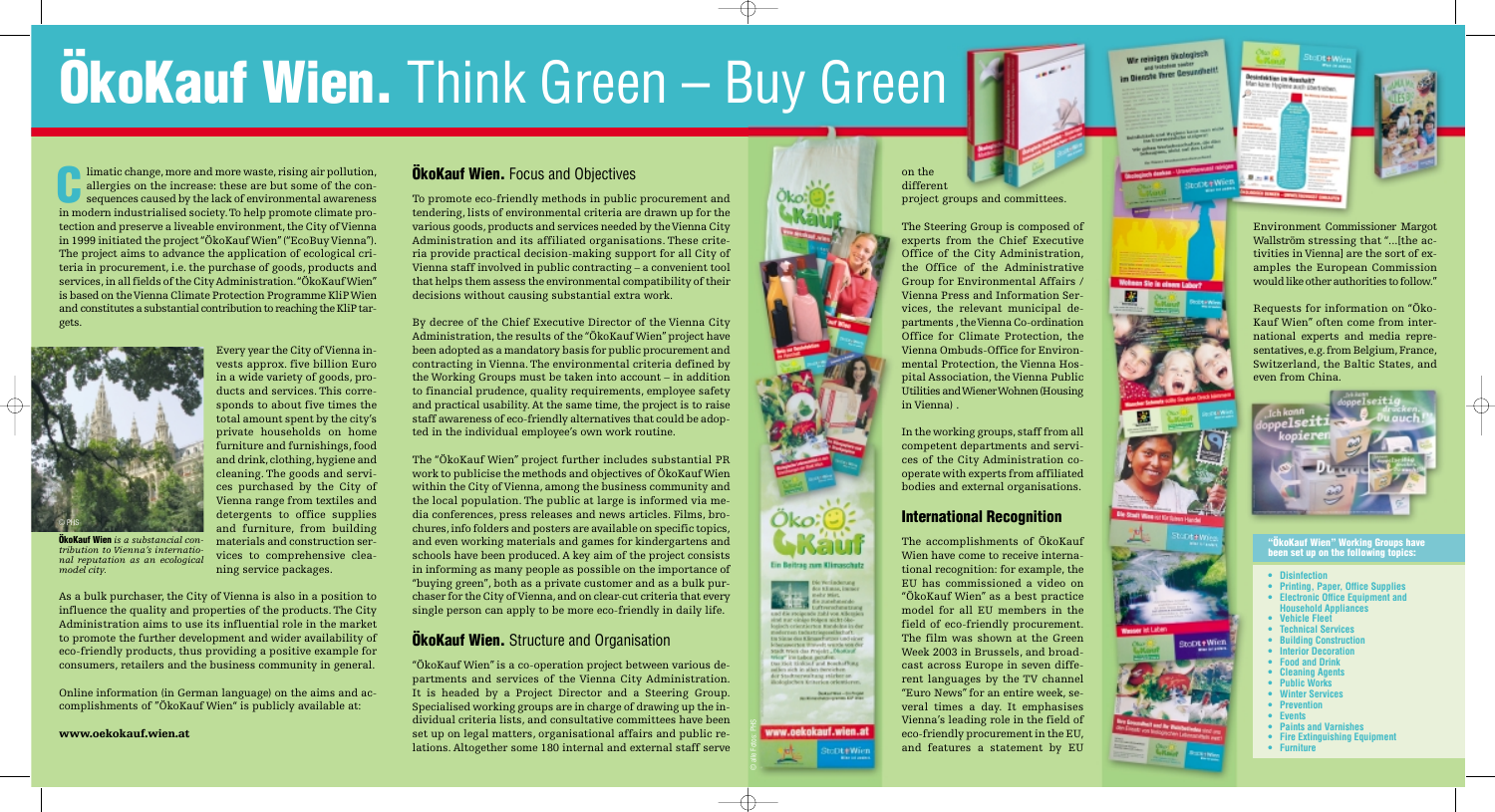# ÖkoKauf Wien. Think Green – Buy Green

Climatic change, more and more waste, rising air pollution, allergies on the increase: these are but some of the consequences caused by the lack of environmental awareness in modern industrialised society. To help promote climate protection and preserve a liveable environment, the City of Vienna in 1999 initiated the project "ÖkoKauf Wien" ("EcoBuy Vienna"). The project aims to advance the application of ecological criteria in procurement, i.e. the purchase of goods, products and services, in all fields of the City Administration. "ÖkoKauf Wien" is based on the Vienna Climate Protection Programme KliP Wien and constitutes a substantial contribution to reaching the KliP targets.

**ÖkoKauf Wien** *is a substancial contribution to Vienna's international reputation as an ecological model city.*

Every year the City of Vienna invests approx. five billion Euro in a wide variety of goods, products and services. This corresponds to about five times the total amount spent by the city's private households on home furniture and furnishings, food and drink, clothing, hygiene and cleaning. The goods and services purchased by the City of Vienna range from textiles and detergents to office supplies and furniture, from building materials and construction services to comprehensive cleaning service packages.

As a bulk purchaser, the City of Vienna is also in a position to influence the quality and properties of the products. The City Administration aims to use its influential role in the market to promote the further development and wider availability of eco-friendly products, thus providing a positive example for consumers, retailers and the business community in general.

Online information (in German language) on the aims and accomplishments of "ÖkoKauf Wien" is publicly available at:

**www.oekokauf.wien.at**

## ÖkoKauf Wien. Focus and Objectives

To promote eco-friendly methods in public procurement and tendering, lists of environmental criteria are drawn up for the various goods, products and services needed by the Vienna City Administration and its affiliated organisations. These criteria provide practical decision-making support for all City of Vienna staff involved in public contracting – a convenient tool that helps them assess the environmental compatibility of their decisions without causing substantial extra work.

By decree of the Chief Executive Director of the Vienna City Administration, the results of the "ÖkoKauf Wien" project have been adopted as a mandatory basis for public procurement and contracting in Vienna. The environmental criteria defined by the Working Groups must be taken into account – in addition to financial prudence, quality requirements, employee safety and practical usability. At the same time, the project is to raise staff awareness of eco-friendly alternatives that could be adopted in the individual employee's own work routine.

The "ÖkoKauf Wien" project further includes substantial PR work to publicise the methods and objectives of ÖkoKauf Wien within the City of Vienna, among the business community and the local population. The public at large is informed via media conferences, press releases and news articles. Films, brochures, info folders and posters are available on specific topics, and even working materials and games for kindergartens and schools have been produced. A key aim of the project consists in informing as many people as possible on the importance of "buying green", both as a private customer and as a bulk purchaser for the City of Vienna, and on clear-cut criteria that every single person can apply to be more eco-friendly in daily life.

## ÖkoKauf Wien. Structure and Organisation

"ÖkoKauf Wien" is a co-operation project between various departments and services of the Vienna City Administration. It is headed by a Project Director and a Steering Group. Specialised working groups are in charge of drawing up the individual criteria lists, and consultative committees have been set up on legal matters, organisational affairs and public relations. Altogether some 180 internal and external staff serve on the different project groups and committees.

The Steering Group is composed of experts from the Chief Executive Office of the City Administration, the Office of the Administrative Group for Environmental Affairs / Vienna Press and Information Services, the relevant municipal departments, the Vienna Co-ordination Office for Climate Protection, the Vienna Ombuds-Office for Environmental Protection, the Vienna Hospital Association, the Vienna Public Utilities and Wiener Wohnen (Housing in Vienna) .

In the working groups, staff from all competent departments and services of the City Administration cooperate with experts from affiliated bodies and external organisations.

## International Recognition

The accomplishments of ÖkoKauf Wien have come to receive international recognition: for example, the EU has commissioned a video on "ÖkoKauf Wien" as a best practice model for all EU members in the field of eco-friendly procurement. The film was shown at the Green Week 2003 in Brussels, and broadcast across Europe in seven different languages by the TV channel "Euro News" for an entire week, several times a day. It emphasises Vienna's leading role in the field of eco-friendly procurement in the EU, and features a statement by EU Environment Commissioner Margot Wallström stressing that "...[the activities in Vienna] are the sort of examples the European Commission would like other authorities to follow."

Requests for information on "Öko-Kauf Wien" often come from international experts and media representatives, e.g. from Belgium, France, Switzerland, the Baltic States, and even from China.

**"ÖkoKauf Wien" Working Groups have been set up on the following topics:**

- Disinfection
- Printing, Paper, Office Supplies
- Electronic Office Equipment and Household Appliances
- Vehicle Fleet
- Technical Services
- Building Construction
- Interior Decoration
- Food and Drink
- Cleaning Agents
- Public Works
- Winter Services
- Prevention
- Events
- Paints and Varnishes
- Fire Extinguishing Equipment
- Furniture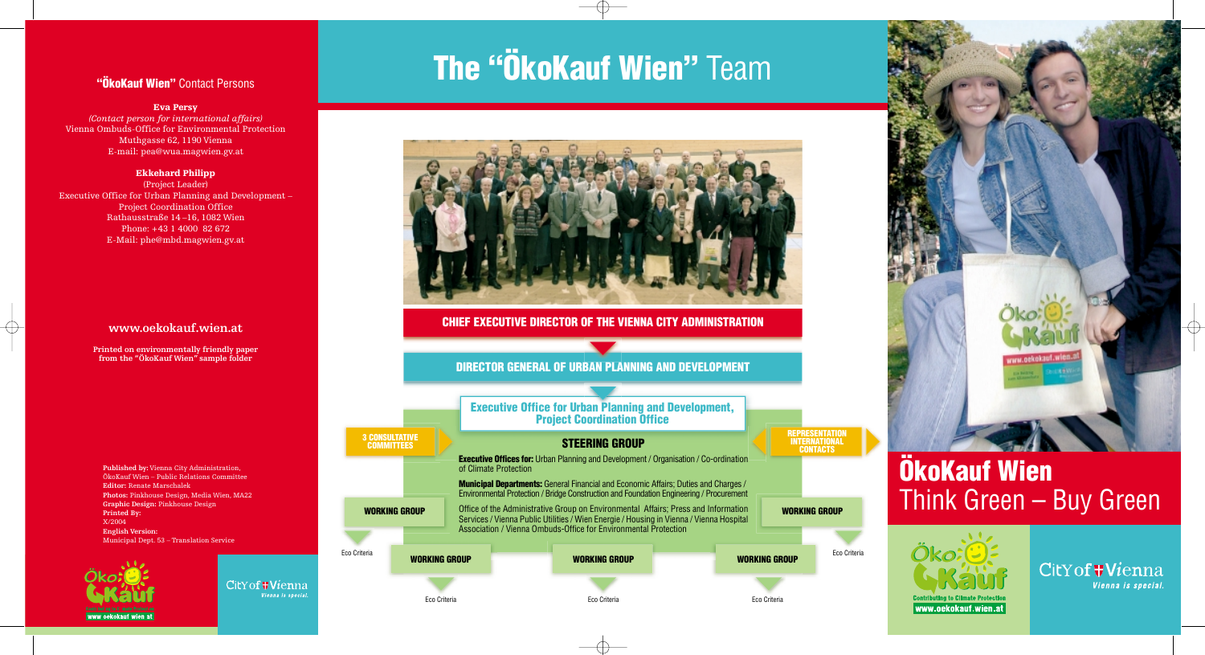## "ÖkoKauf Wien" Contact Persons

**Eva Persy**
*(Contact person for international affairs)*
Vienna Ombuds-Office for Environmental Protection
Muthgasse 62, 1190 Vienna
E-mail: pea@wua.magwien.gv.at

**Ekkehard Philipp**
(Project Leader)
Executive Office for Urban Planning and Development –
Project Coordination Office
Rathausstraße 14 –16, 1082 Wien
Phone: +43 1 4000 82 672
E-Mail: phe@mbd.magwien.gv.at

**www.oekokauf.wien.at**

**Printed on environmentally friendly paper from the "ÖkoKauf Wien" sample folder**

**Published by:** Vienna City Administration, ÖkoKauf Wien – Public Relations Committee
**Editor:** Renate Marschalek
**Photos:** Pinkhouse Design, Media Wien, MA22
**Graphic Design:** Pinkhouse Design
**Printed By:**
X/2004
**English Version:**
Municipal Dept. 53 – Translation Service

www.oekokauf.wien.at

City of Vienna
Vienna is special.

# The "ÖkoKauf Wien" Team

CHIEF EXECUTIVE DIRECTOR OF THE VIENNA CITY ADMINISTRATION

DIRECTOR GENERAL OF URBAN PLANNING AND DEVELOPMENT

Executive Office for Urban Planning and Development, Project Coordination Office

3 CONSULTATIVE COMMITTEES

REPRESENTATION INTERNATIONAL CONTACTS

STEERING GROUP

**Executive Offices for:** Urban Planning and Development / Organisation / Co-ordination of Climate Protection

**Municipal Departments:** General Financial and Economic Affairs; Duties and Charges / Environmental Protection / Bridge Construction and Foundation Engineering / Procurement

Office of the Administrative Group on Environmental Affairs; Press and Information Services / Vienna Public Utilities / Wien Energie / Housing in Vienna / Vienna Hospital Association / Vienna Ombuds-Office for Environmental Protection

WORKING GROUP – Eco Criteria

WORKING GROUP – Eco Criteria

WORKING GROUP – Eco Criteria

WORKING GROUP – Eco Criteria

WORKING GROUP – Eco Criteria

# ÖkoKauf Wien
## Think Green – Buy Green

Contributing to Climate Protection
www.oekokauf.wien.at

City of Vienna
Vienna is special.